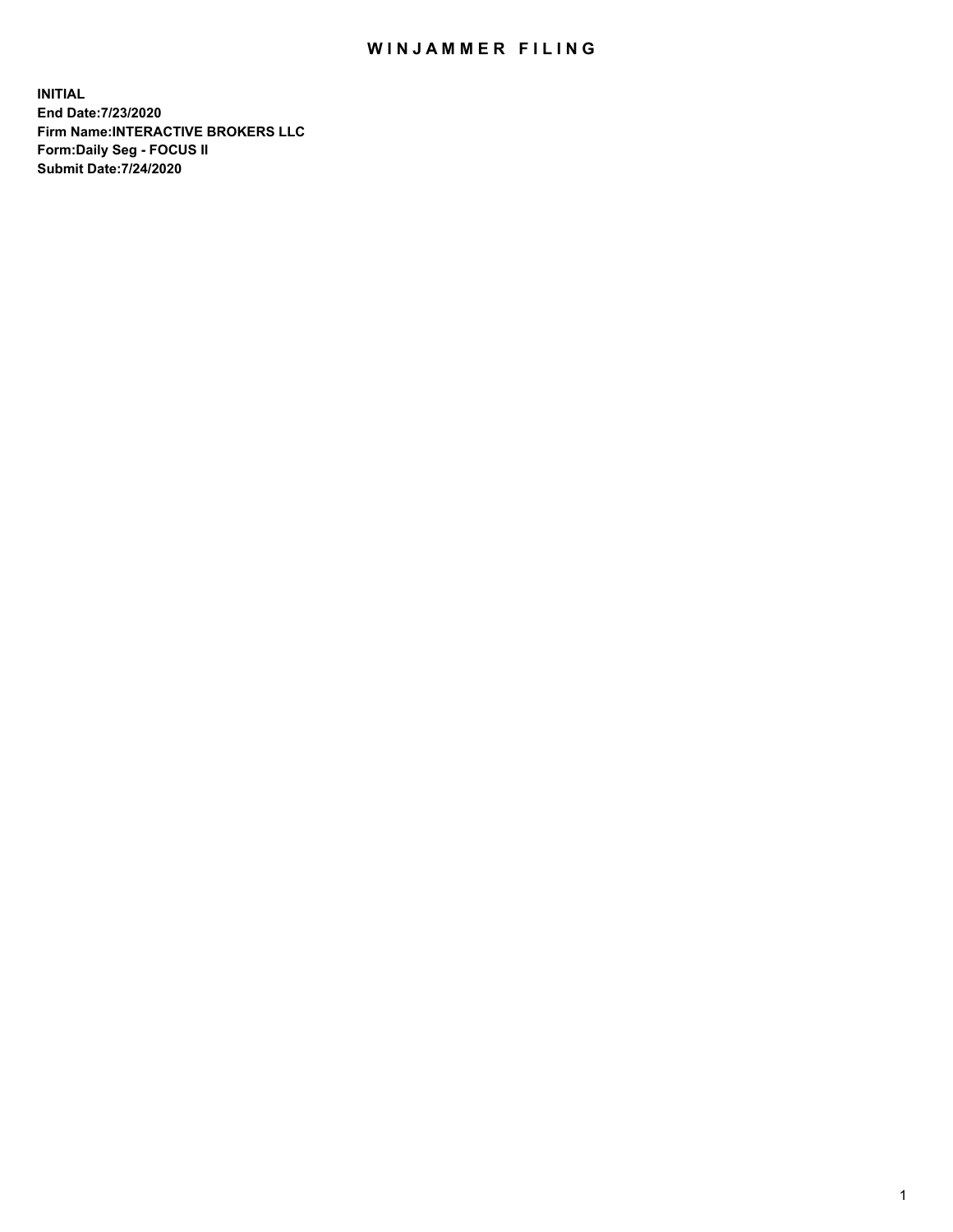# WINJAMMER FILING

**INITIAL**
**End Date:7/23/2020**
**Firm Name:INTERACTIVE BROKERS LLC**
**Form:Daily Seg - FOCUS II**
**Submit Date:7/24/2020**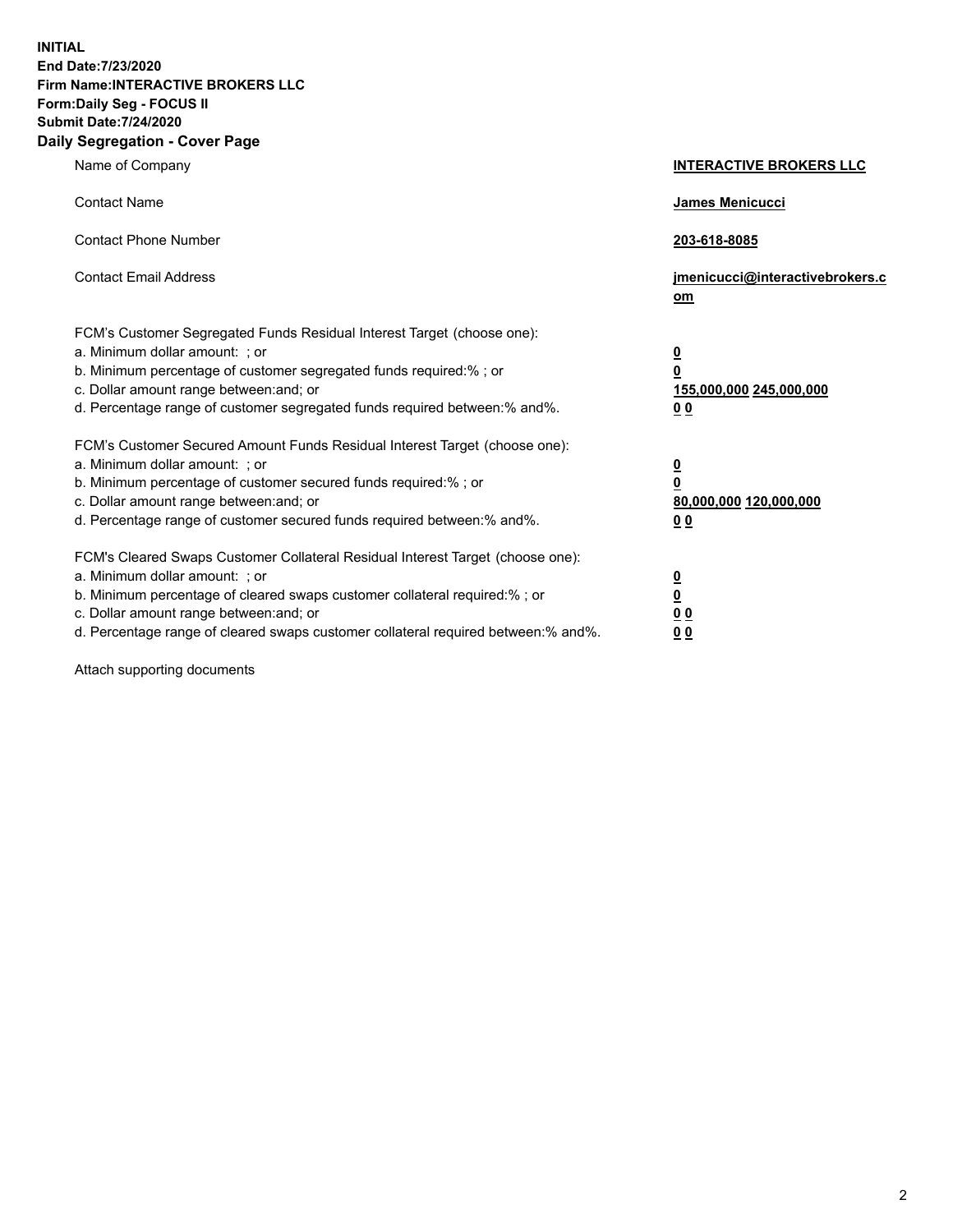**INITIAL**
**End Date:7/23/2020**
**Firm Name:INTERACTIVE BROKERS LLC**
**Form:Daily Seg - FOCUS II**
**Submit Date:7/24/2020**

## Daily Segregation - Cover Page

| | |
|---|---|
| Name of Company | **INTERACTIVE BROKERS LLC** |
| Contact Name | **James Menicucci** |
| Contact Phone Number | **203-618-8085** |
| Contact Email Address | **jmenicucci@interactivebrokers.com** |
| FCM's Customer Segregated Funds Residual Interest Target (choose one): | |
| a. Minimum dollar amount: ; or | **0** |
| b. Minimum percentage of customer segregated funds required:% ; or | **0** |
| c. Dollar amount range between:and; or | **155,000,000 245,000,000** |
| d. Percentage range of customer segregated funds required between:% and%. | **0 0** |
| FCM's Customer Secured Amount Funds Residual Interest Target (choose one): | |
| a. Minimum dollar amount: ; or | **0** |
| b. Minimum percentage of customer secured funds required:% ; or | **0** |
| c. Dollar amount range between:and; or | **80,000,000 120,000,000** |
| d. Percentage range of customer secured funds required between:% and%. | **0 0** |
| FCM's Cleared Swaps Customer Collateral Residual Interest Target (choose one): | |
| a. Minimum dollar amount: ; or | **0** |
| b. Minimum percentage of cleared swaps customer collateral required:% ; or | **0** |
| c. Dollar amount range between:and; or | **0 0** |
| d. Percentage range of cleared swaps customer collateral required between:% and%. | **0 0** |

Attach supporting documents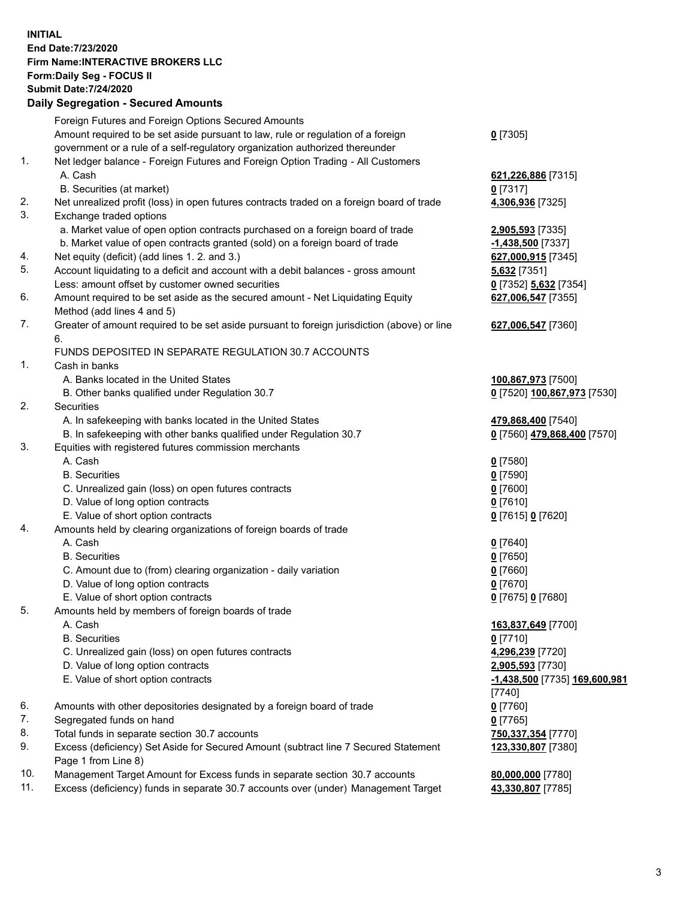**INITIAL**
**End Date:7/23/2020**
**Firm Name:INTERACTIVE BROKERS LLC**
**Form:Daily Seg - FOCUS II**
**Submit Date:7/24/2020**

## Daily Segregation - Secured Amounts

| | | |
|---|---|---|
| | Foreign Futures and Foreign Options Secured Amounts | |
| | Amount required to be set aside pursuant to law, rule or regulation of a foreign government or a rule of a self-regulatory organization authorized thereunder | 0 [7305] |
| 1. | Net ledger balance - Foreign Futures and Foreign Option Trading - All Customers | |
| | A. Cash | 621,226,886 [7315] |
| | B. Securities (at market) | 0 [7317] |
| 2. | Net unrealized profit (loss) in open futures contracts traded on a foreign board of trade | 4,306,936 [7325] |
| 3. | Exchange traded options | |
| | a. Market value of open option contracts purchased on a foreign board of trade | 2,905,593 [7335] |
| | b. Market value of open contracts granted (sold) on a foreign board of trade | -1,438,500 [7337] |
| 4. | Net equity (deficit) (add lines 1. 2. and 3.) | 627,000,915 [7345] |
| 5. | Account liquidating to a deficit and account with a debit balances - gross amount | 5,632 [7351] |
| | Less: amount offset by customer owned securities | 0 [7352] 5,632 [7354] |
| 6. | Amount required to be set aside as the secured amount - Net Liquidating Equity Method (add lines 4 and 5) | 627,006,547 [7355] |
| 7. | Greater of amount required to be set aside pursuant to foreign jurisdiction (above) or line 6. | 627,006,547 [7360] |
| | FUNDS DEPOSITED IN SEPARATE REGULATION 30.7 ACCOUNTS | |
| 1. | Cash in banks | |
| | A. Banks located in the United States | 100,867,973 [7500] |
| | B. Other banks qualified under Regulation 30.7 | 0 [7520] 100,867,973 [7530] |
| 2. | Securities | |
| | A. In safekeeping with banks located in the United States | 479,868,400 [7540] |
| | B. In safekeeping with other banks qualified under Regulation 30.7 | 0 [7560] 479,868,400 [7570] |
| 3. | Equities with registered futures commission merchants | |
| | A. Cash | 0 [7580] |
| | B. Securities | 0 [7590] |
| | C. Unrealized gain (loss) on open futures contracts | 0 [7600] |
| | D. Value of long option contracts | 0 [7610] |
| | E. Value of short option contracts | 0 [7615] 0 [7620] |
| 4. | Amounts held by clearing organizations of foreign boards of trade | |
| | A. Cash | 0 [7640] |
| | B. Securities | 0 [7650] |
| | C. Amount due to (from) clearing organization - daily variation | 0 [7660] |
| | D. Value of long option contracts | 0 [7670] |
| | E. Value of short option contracts | 0 [7675] 0 [7680] |
| 5. | Amounts held by members of foreign boards of trade | |
| | A. Cash | 163,837,649 [7700] |
| | B. Securities | 0 [7710] |
| | C. Unrealized gain (loss) on open futures contracts | 4,296,239 [7720] |
| | D. Value of long option contracts | 2,905,593 [7730] |
| | E. Value of short option contracts | -1,438,500 [7735] 169,600,981 [7740] |
| 6. | Amounts with other depositories designated by a foreign board of trade | 0 [7760] |
| 7. | Segregated funds on hand | 0 [7765] |
| 8. | Total funds in separate section 30.7 accounts | 750,337,354 [7770] |
| 9. | Excess (deficiency) Set Aside for Secured Amount (subtract line 7 Secured Statement Page 1 from Line 8) | 123,330,807 [7380] |
| 10. | Management Target Amount for Excess funds in separate section 30.7 accounts | 80,000,000 [7780] |
| 11. | Excess (deficiency) funds in separate 30.7 accounts over (under) Management Target | 43,330,807 [7785] |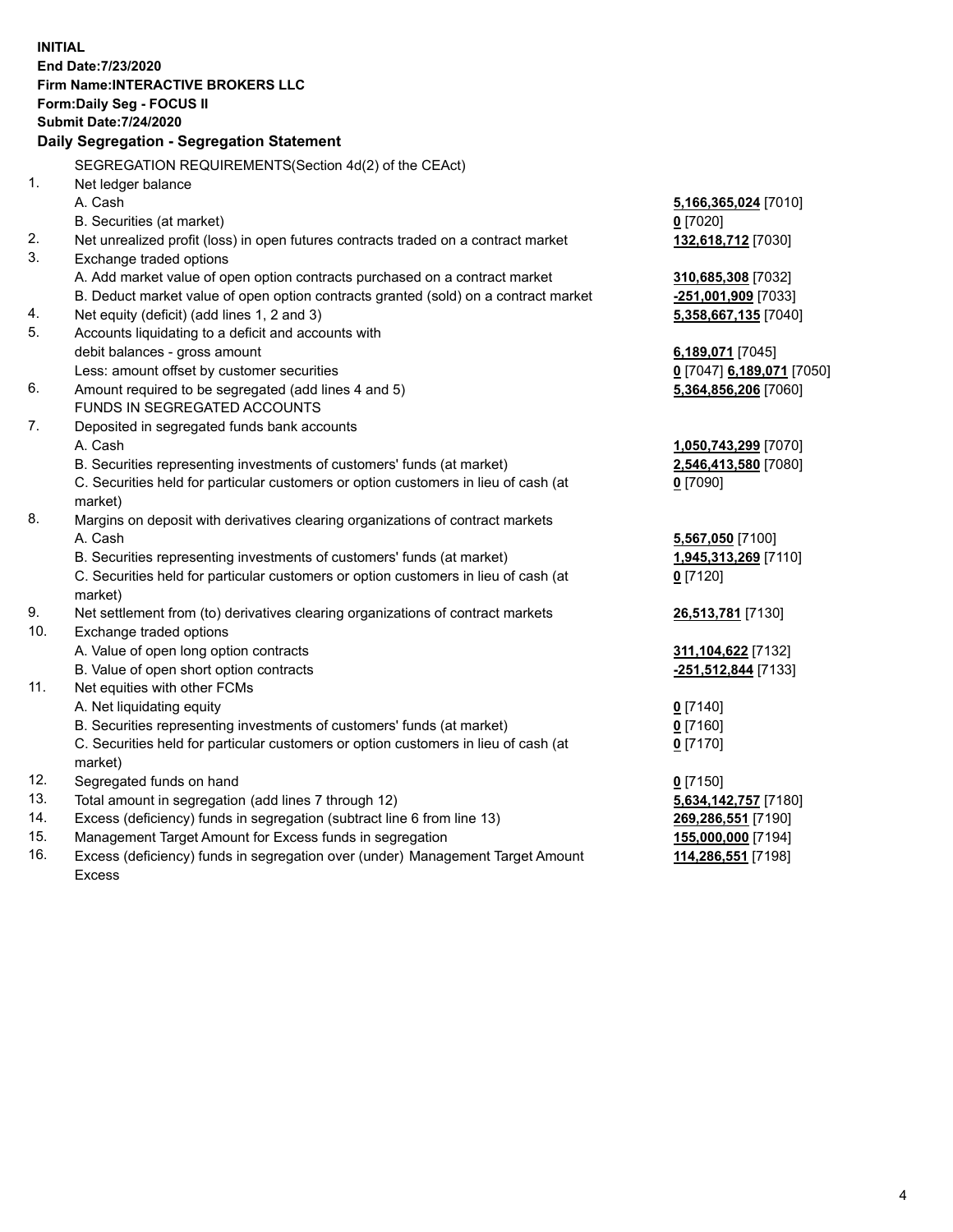**INITIAL**
**End Date:7/23/2020**
**Firm Name:INTERACTIVE BROKERS LLC**
**Form:Daily Seg - FOCUS II**
**Submit Date:7/24/2020**

## Daily Segregation - Segregation Statement

SEGREGATION REQUIREMENTS(Section 4d(2) of the CEAct)

| | | |
|---|---|---|
| 1. | Net ledger balance | |
| | A. Cash | **5,166,365,024** [7010] |
| | B. Securities (at market) | **0** [7020] |
| 2. | Net unrealized profit (loss) in open futures contracts traded on a contract market | **132,618,712** [7030] |
| 3. | Exchange traded options | |
| | A. Add market value of open option contracts purchased on a contract market | **310,685,308** [7032] |
| | B. Deduct market value of open option contracts granted (sold) on a contract market | **-251,001,909** [7033] |
| 4. | Net equity (deficit) (add lines 1, 2 and 3) | **5,358,667,135** [7040] |
| 5. | Accounts liquidating to a deficit and accounts with | |
| | debit balances - gross amount | **6,189,071** [7045] |
| | Less: amount offset by customer securities | **0** [7047] **6,189,071** [7050] |
| 6. | Amount required to be segregated (add lines 4 and 5) | **5,364,856,206** [7060] |
| | FUNDS IN SEGREGATED ACCOUNTS | |
| 7. | Deposited in segregated funds bank accounts | |
| | A. Cash | **1,050,743,299** [7070] |
| | B. Securities representing investments of customers' funds (at market) | **2,546,413,580** [7080] |
| | C. Securities held for particular customers or option customers in lieu of cash (at market) | **0** [7090] |
| 8. | Margins on deposit with derivatives clearing organizations of contract markets | |
| | A. Cash | **5,567,050** [7100] |
| | B. Securities representing investments of customers' funds (at market) | **1,945,313,269** [7110] |
| | C. Securities held for particular customers or option customers in lieu of cash (at market) | **0** [7120] |
| 9. | Net settlement from (to) derivatives clearing organizations of contract markets | **26,513,781** [7130] |
| 10. | Exchange traded options | |
| | A. Value of open long option contracts | **311,104,622** [7132] |
| | B. Value of open short option contracts | **-251,512,844** [7133] |
| 11. | Net equities with other FCMs | |
| | A. Net liquidating equity | **0** [7140] |
| | B. Securities representing investments of customers' funds (at market) | **0** [7160] |
| | C. Securities held for particular customers or option customers in lieu of cash (at market) | **0** [7170] |
| 12. | Segregated funds on hand | **0** [7150] |
| 13. | Total amount in segregation (add lines 7 through 12) | **5,634,142,757** [7180] |
| 14. | Excess (deficiency) funds in segregation (subtract line 6 from line 13) | **269,286,551** [7190] |
| 15. | Management Target Amount for Excess funds in segregation | **155,000,000** [7194] |
| 16. | Excess (deficiency) funds in segregation over (under) Management Target Amount Excess | **114,286,551** [7198] |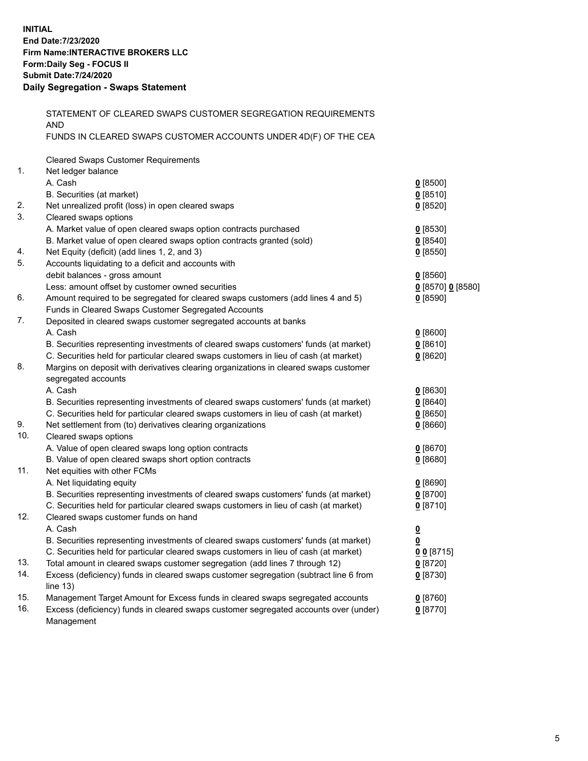**INITIAL**
**End Date:7/23/2020**
**Firm Name:INTERACTIVE BROKERS LLC**
**Form:Daily Seg - FOCUS II**
**Submit Date:7/24/2020**
**Daily Segregation - Swaps Statement**

STATEMENT OF CLEARED SWAPS CUSTOMER SEGREGATION REQUIREMENTS AND FUNDS IN CLEARED SWAPS CUSTOMER ACCOUNTS UNDER 4D(F) OF THE CEA

| | | |
|---|---|---|
| | Cleared Swaps Customer Requirements | |
| 1. | Net ledger balance | |
| | A. Cash | 0 [8500] |
| | B. Securities (at market) | 0 [8510] |
| 2. | Net unrealized profit (loss) in open cleared swaps | 0 [8520] |
| 3. | Cleared swaps options | |
| | A. Market value of open cleared swaps option contracts purchased | 0 [8530] |
| | B. Market value of open cleared swaps option contracts granted (sold) | 0 [8540] |
| 4. | Net Equity (deficit) (add lines 1, 2, and 3) | 0 [8550] |
| 5. | Accounts liquidating to a deficit and accounts with | |
| | debit balances - gross amount | 0 [8560] |
| | Less: amount offset by customer owned securities | 0 [8570] 0 [8580] |
| 6. | Amount required to be segregated for cleared swaps customers (add lines 4 and 5) | 0 [8590] |
| | Funds in Cleared Swaps Customer Segregated Accounts | |
| 7. | Deposited in cleared swaps customer segregated accounts at banks | |
| | A. Cash | 0 [8600] |
| | B. Securities representing investments of cleared swaps customers' funds (at market) | 0 [8610] |
| | C. Securities held for particular cleared swaps customers in lieu of cash (at market) | 0 [8620] |
| 8. | Margins on deposit with derivatives clearing organizations in cleared swaps customer segregated accounts | |
| | A. Cash | 0 [8630] |
| | B. Securities representing investments of cleared swaps customers' funds (at market) | 0 [8640] |
| | C. Securities held for particular cleared swaps customers in lieu of cash (at market) | 0 [8650] |
| 9. | Net settlement from (to) derivatives clearing organizations | 0 [8660] |
| 10. | Cleared swaps options | |
| | A. Value of open cleared swaps long option contracts | 0 [8670] |
| | B. Value of open cleared swaps short option contracts | 0 [8680] |
| 11. | Net equities with other FCMs | |
| | A. Net liquidating equity | 0 [8690] |
| | B. Securities representing investments of cleared swaps customers' funds (at market) | 0 [8700] |
| | C. Securities held for particular cleared swaps customers in lieu of cash (at market) | 0 [8710] |
| 12. | Cleared swaps customer funds on hand | |
| | A. Cash | 0 |
| | B. Securities representing investments of cleared swaps customers' funds (at market) | 0 |
| | C. Securities held for particular cleared swaps customers in lieu of cash (at market) | 0 0 [8715] |
| 13. | Total amount in cleared swaps customer segregation (add lines 7 through 12) | 0 [8720] |
| 14. | Excess (deficiency) funds in cleared swaps customer segregation (subtract line 6 from line 13) | 0 [8730] |
| 15. | Management Target Amount for Excess funds in cleared swaps segregated accounts | 0 [8760] |
| 16. | Excess (deficiency) funds in cleared swaps customer segregated accounts over (under) Management | 0 [8770] |